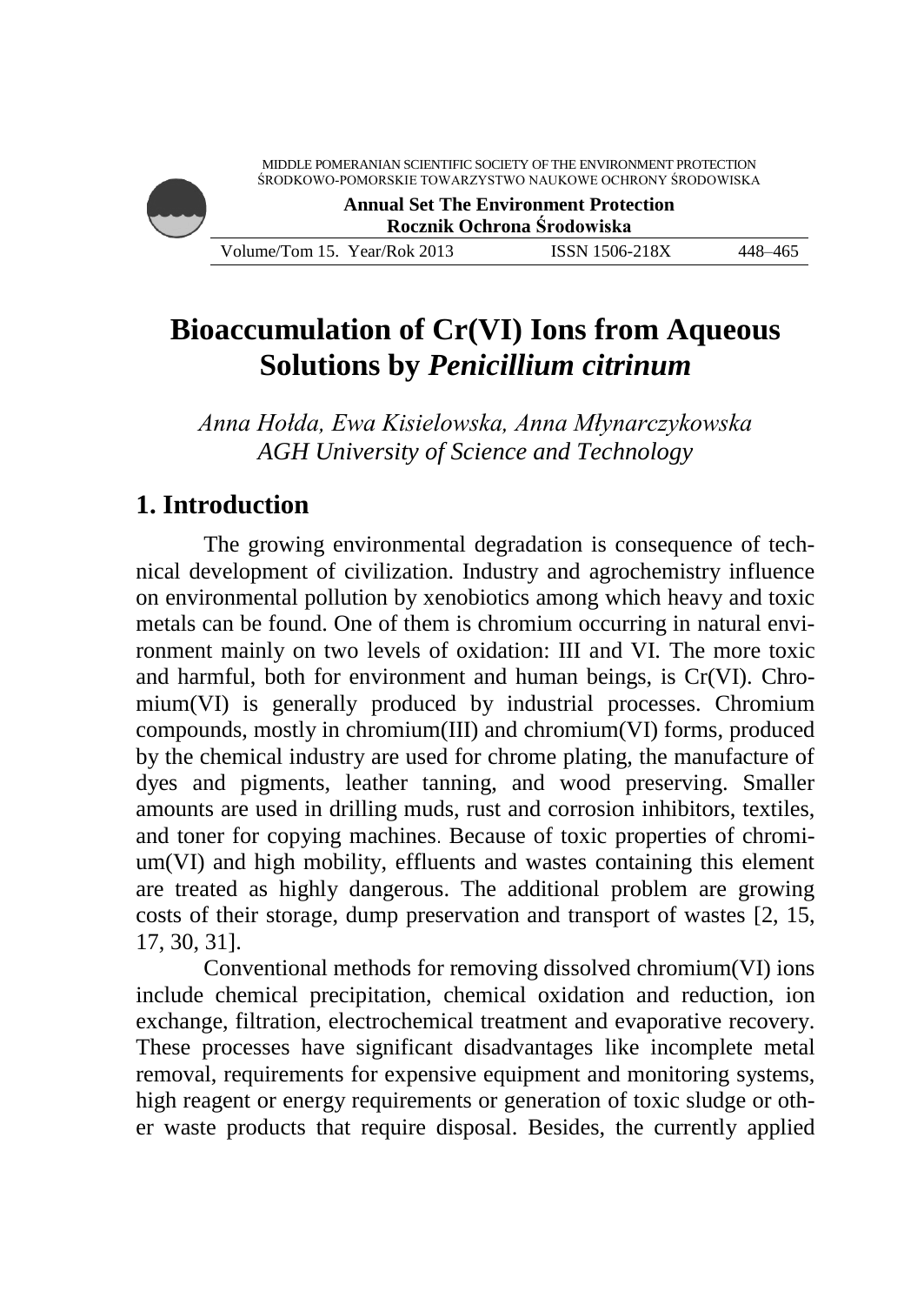# Bioaccumulation of Cr(VI) Ions from Aqueous Solutions by *Penicillium citrinum*

*Anna Hołda, Ewa Kisielowska, Anna Młynarczykowska*
*AGH University of Science and Technology*

## 1. Introduction

The growing environmental degradation is consequence of technical development of civilization. Industry and agrochemistry influence on environmental pollution by xenobiotics among which heavy and toxic metals can be found. One of them is chromium occurring in natural environment mainly on two levels of oxidation: III and VI. The more toxic and harmful, both for environment and human beings, is Cr(VI). Chromium(VI) is generally produced by industrial processes. Chromium compounds, mostly in chromium(III) and chromium(VI) forms, produced by the chemical industry are used for chrome plating, the manufacture of dyes and pigments, leather tanning, and wood preserving. Smaller amounts are used in drilling muds, rust and corrosion inhibitors, textiles, and toner for copying machines. Because of toxic properties of chromium(VI) and high mobility, effluents and wastes containing this element are treated as highly dangerous. The additional problem are growing costs of their storage, dump preservation and transport of wastes [2, 15, 17, 30, 31].

Conventional methods for removing dissolved chromium(VI) ions include chemical precipitation, chemical oxidation and reduction, ion exchange, filtration, electrochemical treatment and evaporative recovery. These processes have significant disadvantages like incomplete metal removal, requirements for expensive equipment and monitoring systems, high reagent or energy requirements or generation of toxic sludge or other waste products that require disposal. Besides, the currently applied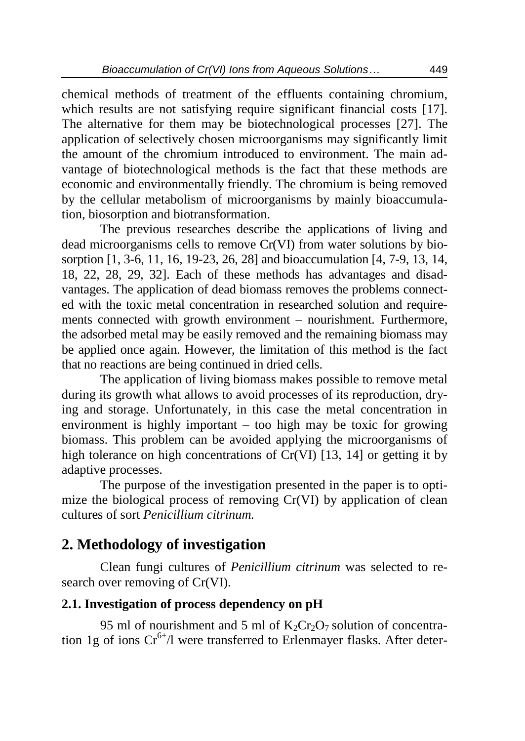chemical methods of treatment of the effluents containing chromium, which results are not satisfying require significant financial costs [17]. The alternative for them may be biotechnological processes [27]. The application of selectively chosen microorganisms may significantly limit the amount of the chromium introduced to environment. The main advantage of biotechnological methods is the fact that these methods are economic and environmentally friendly. The chromium is being removed by the cellular metabolism of microorganisms by mainly bioaccumulation, biosorption and biotransformation.

The previous researches describe the applications of living and dead microorganisms cells to remove Cr(VI) from water solutions by biosorption [1, 3-6, 11, 16, 19-23, 26, 28] and bioaccumulation [4, 7-9, 13, 14, 18, 22, 28, 29, 32]. Each of these methods has advantages and disadvantages. The application of dead biomass removes the problems connected with the toxic metal concentration in researched solution and requirements connected with growth environment – nourishment. Furthermore, the adsorbed metal may be easily removed and the remaining biomass may be applied once again. However, the limitation of this method is the fact that no reactions are being continued in dried cells.

The application of living biomass makes possible to remove metal during its growth what allows to avoid processes of its reproduction, drying and storage. Unfortunately, in this case the metal concentration in environment is highly important – too high may be toxic for growing biomass. This problem can be avoided applying the microorganisms of high tolerance on high concentrations of Cr(VI) [13, 14] or getting it by adaptive processes.

The purpose of the investigation presented in the paper is to optimize the biological process of removing Cr(VI) by application of clean cultures of sort *Penicillium citrinum.*

## 2. Methodology of investigation

Clean fungi cultures of *Penicillium citrinum* was selected to research over removing of Cr(VI).

### 2.1. Investigation of process dependency on pH

95 ml of nourishment and 5 ml of $K_2Cr_2O_7$ solution of concentration 1g of ions $Cr^{6+}$/l were transferred to Erlenmayer flasks. After deter-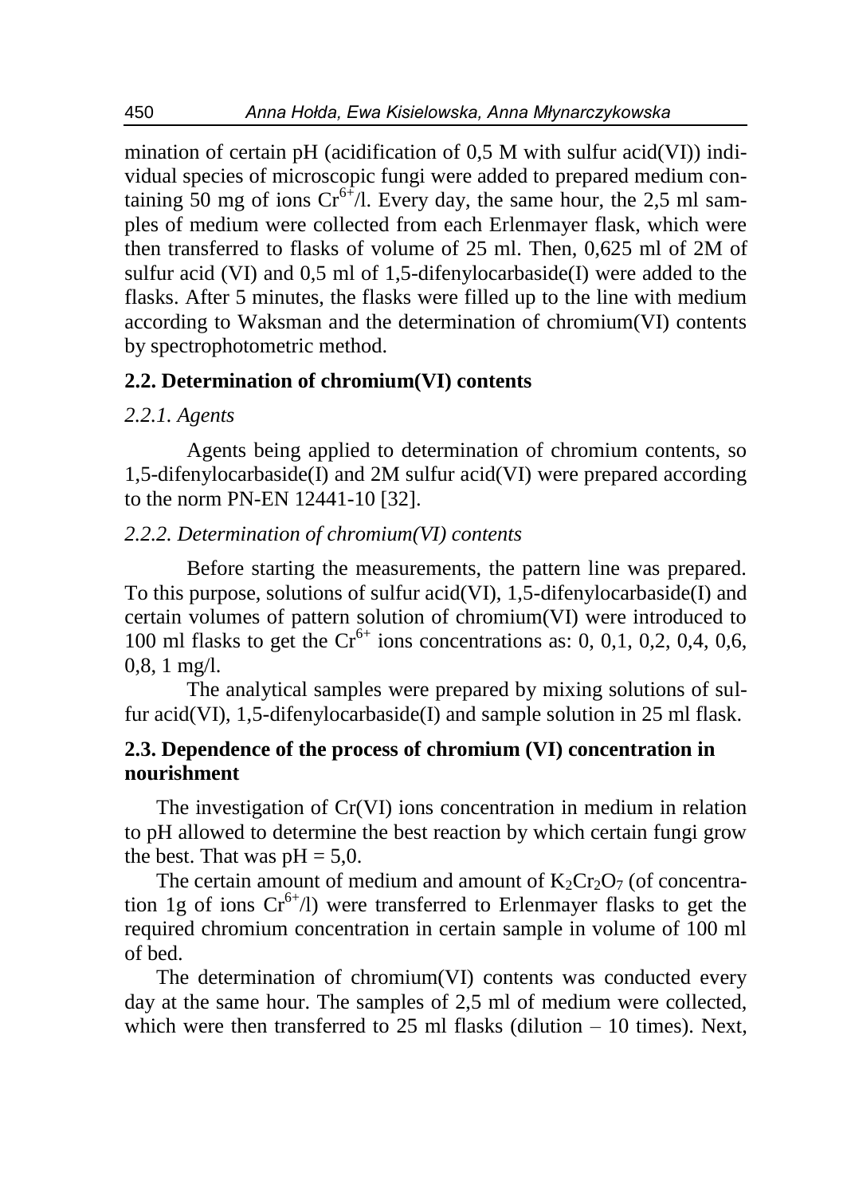mination of certain pH (acidification of 0,5 M with sulfur acid(VI)) individual species of microscopic fungi were added to prepared medium containing 50 mg of ions $Cr^{6+}$/l. Every day, the same hour, the 2,5 ml samples of medium were collected from each Erlenmayer flask, which were then transferred to flasks of volume of 25 ml. Then, 0,625 ml of 2M of sulfur acid (VI) and 0,5 ml of 1,5-difenylocarbaside(I) were added to the flasks. After 5 minutes, the flasks were filled up to the line with medium according to Waksman and the determination of chromium(VI) contents by spectrophotometric method.

### 2.2. Determination of chromium(VI) contents

#### *2.2.1. Agents*

Agents being applied to determination of chromium contents, so 1,5-difenylocarbaside(I) and 2M sulfur acid(VI) were prepared according to the norm PN-EN 12441-10 [32].

#### *2.2.2. Determination of chromium(VI) contents*

Before starting the measurements, the pattern line was prepared. To this purpose, solutions of sulfur acid(VI), 1,5-difenylocarbaside(I) and certain volumes of pattern solution of chromium(VI) were introduced to 100 ml flasks to get the $Cr^{6+}$ ions concentrations as: 0, 0,1, 0,2, 0,4, 0,6, 0,8, 1 mg/l.

The analytical samples were prepared by mixing solutions of sulfur acid(VI), 1,5-difenylocarbaside(I) and sample solution in 25 ml flask.

### 2.3. Dependence of the process of chromium (VI) concentration in nourishment

The investigation of Cr(VI) ions concentration in medium in relation to pH allowed to determine the best reaction by which certain fungi grow the best. That was pH = 5,0.

The certain amount of medium and amount of $K_2Cr_2O_7$ (of concentration 1g of ions $Cr^{6+}$/l) were transferred to Erlenmayer flasks to get the required chromium concentration in certain sample in volume of 100 ml of bed.

The determination of chromium(VI) contents was conducted every day at the same hour. The samples of 2,5 ml of medium were collected, which were then transferred to 25 ml flasks (dilution – 10 times). Next,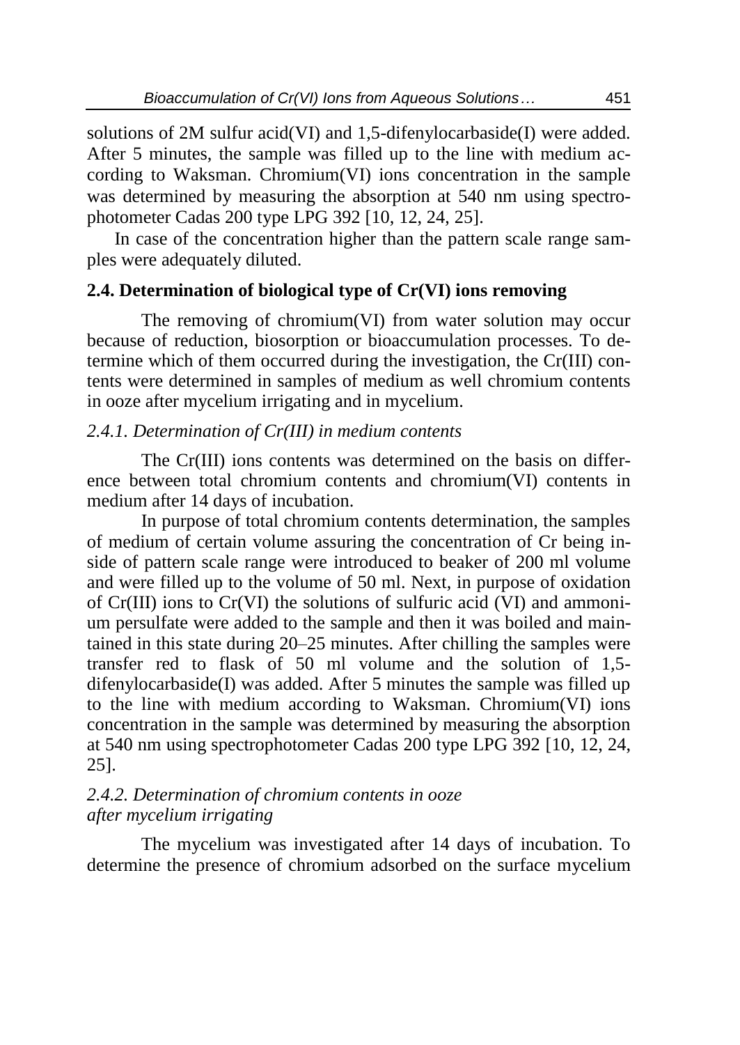solutions of 2M sulfur acid(VI) and 1,5-difenylocarbaside(I) were added. After 5 minutes, the sample was filled up to the line with medium according to Waksman. Chromium(VI) ions concentration in the sample was determined by measuring the absorption at 540 nm using spectrophotometer Cadas 200 type LPG 392 [10, 12, 24, 25].

In case of the concentration higher than the pattern scale range samples were adequately diluted.

## 2.4. Determination of biological type of Cr(VI) ions removing

The removing of chromium(VI) from water solution may occur because of reduction, biosorption or bioaccumulation processes. To determine which of them occurred during the investigation, the Cr(III) contents were determined in samples of medium as well chromium contents in ooze after mycelium irrigating and in mycelium.

### *2.4.1. Determination of Cr(III) in medium contents*

The Cr(III) ions contents was determined on the basis on difference between total chromium contents and chromium(VI) contents in medium after 14 days of incubation.

In purpose of total chromium contents determination, the samples of medium of certain volume assuring the concentration of Cr being inside of pattern scale range were introduced to beaker of 200 ml volume and were filled up to the volume of 50 ml. Next, in purpose of oxidation of Cr(III) ions to Cr(VI) the solutions of sulfuric acid (VI) and ammonium persulfate were added to the sample and then it was boiled and maintained in this state during 20–25 minutes. After chilling the samples were transfer red to flask of 50 ml volume and the solution of 1,5-difenylocarbaside(I) was added. After 5 minutes the sample was filled up to the line with medium according to Waksman. Chromium(VI) ions concentration in the sample was determined by measuring the absorption at 540 nm using spectrophotometer Cadas 200 type LPG 392 [10, 12, 24, 25].

### *2.4.2. Determination of chromium contents in ooze after mycelium irrigating*

The mycelium was investigated after 14 days of incubation. To determine the presence of chromium adsorbed on the surface mycelium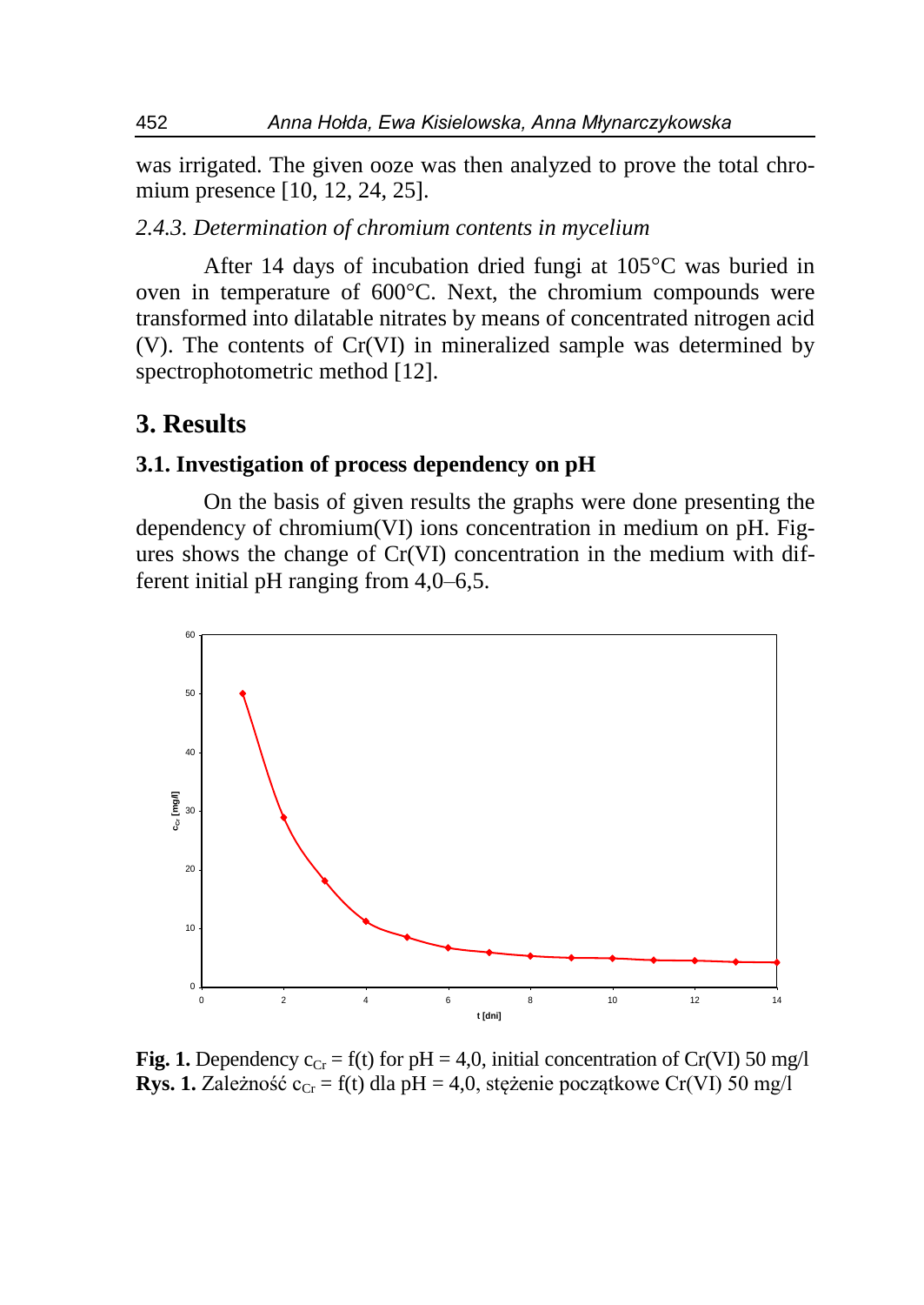was irrigated. The given ooze was then analyzed to prove the total chromium presence [10, 12, 24, 25].

### *2.4.3. Determination of chromium contents in mycelium*

After 14 days of incubation dried fungi at 105°C was buried in oven in temperature of 600°C. Next, the chromium compounds were transformed into dilatable nitrates by means of concentrated nitrogen acid (V). The contents of Cr(VI) in mineralized sample was determined by spectrophotometric method [12].

# 3. Results

## 3.1. Investigation of process dependency on pH

On the basis of given results the graphs were done presenting the dependency of chromium(VI) ions concentration in medium on pH. Figures shows the change of Cr(VI) concentration in the medium with different initial pH ranging from 4,0–6,5.

**Fig. 1.** Dependency $c_{Cr} = f(t)$ for pH = 4,0, initial concentration of Cr(VI) 50 mg/l
**Rys. 1.** Zależność $c_{Cr} = f(t)$ dla pH = 4,0, stężenie początkowe Cr(VI) 50 mg/l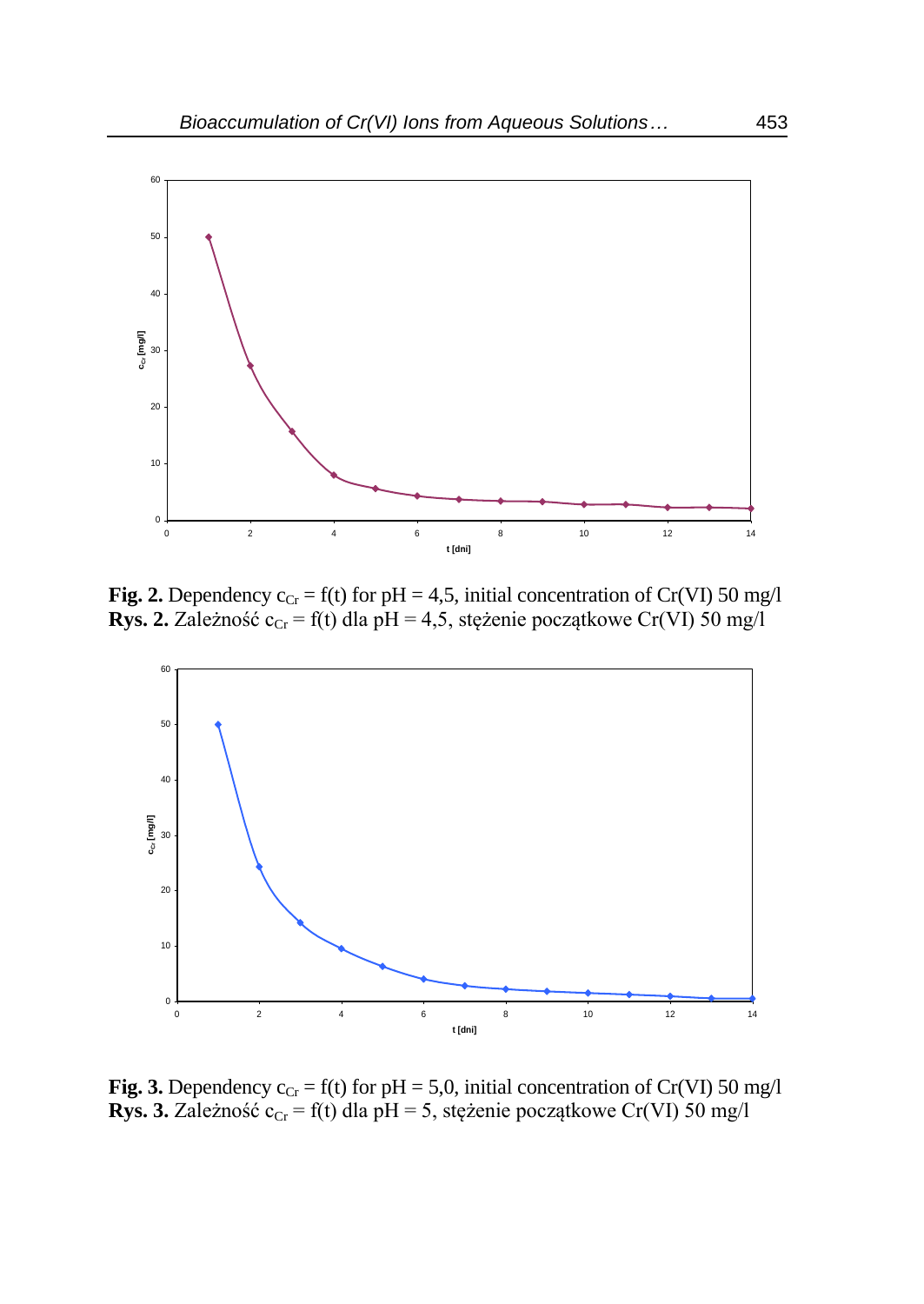**Fig. 2.** Dependency $c_{Cr} = f(t)$ for pH = 4,5, initial concentration of Cr(VI) 50 mg/l
**Rys. 2.** Zależność $c_{Cr} = f(t)$ dla pH = 4,5, stężenie początkowe Cr(VI) 50 mg/l

**Fig. 3.** Dependency $c_{Cr} = f(t)$ for pH = 5,0, initial concentration of Cr(VI) 50 mg/l
**Rys. 3.** Zależność $c_{Cr} = f(t)$ dla pH = 5, stężenie początkowe Cr(VI) 50 mg/l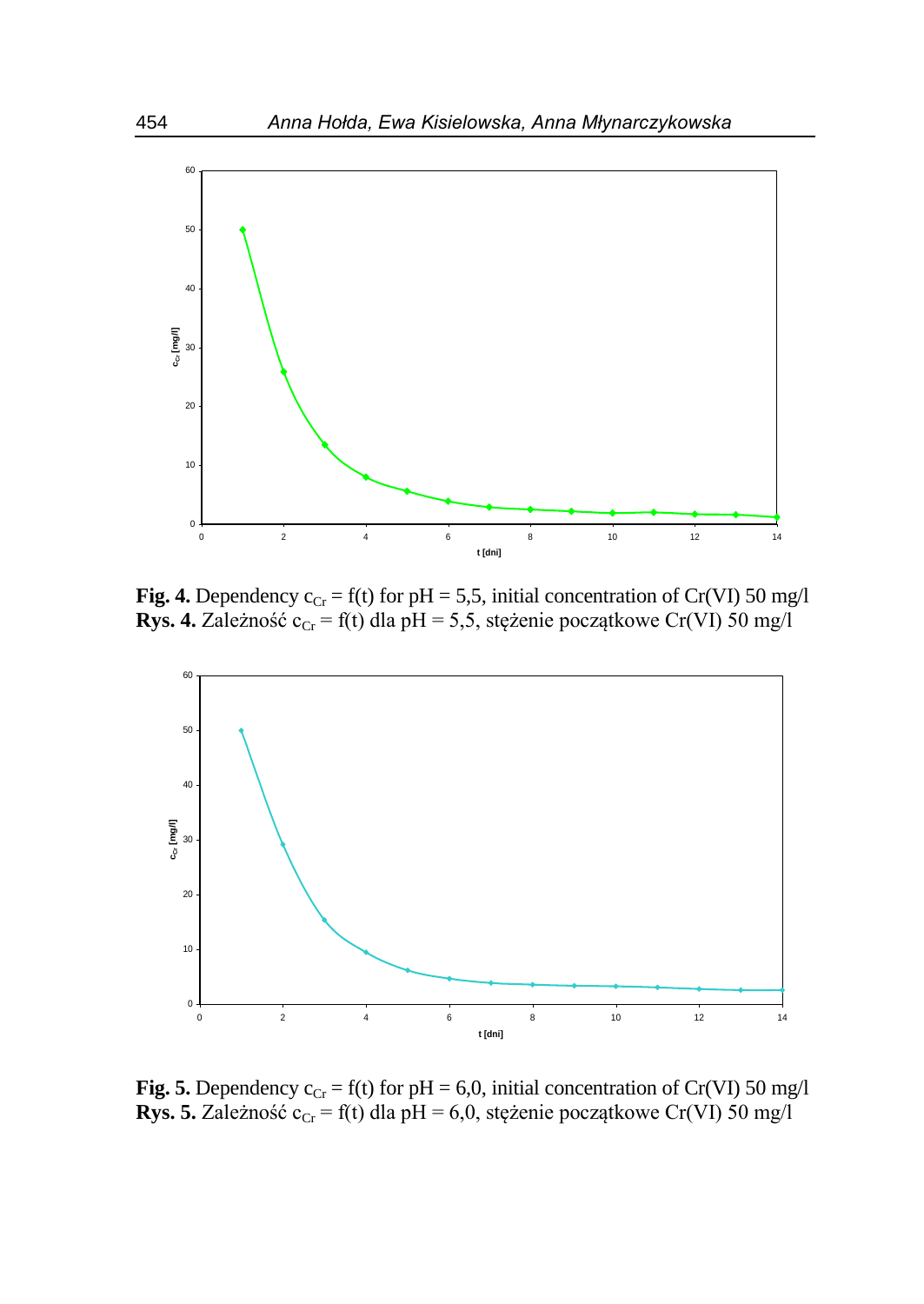**Fig. 4.** Dependency $c_{Cr} = f(t)$ for pH = 5,5, initial concentration of Cr(VI) 50 mg/l
**Rys. 4.** Zależność $c_{Cr} = f(t)$ dla pH = 5,5, stężenie początkowe Cr(VI) 50 mg/l

**Fig. 5.** Dependency $c_{Cr} = f(t)$ for pH = 6,0, initial concentration of Cr(VI) 50 mg/l
**Rys. 5.** Zależność $c_{Cr} = f(t)$ dla pH = 6,0, stężenie początkowe Cr(VI) 50 mg/l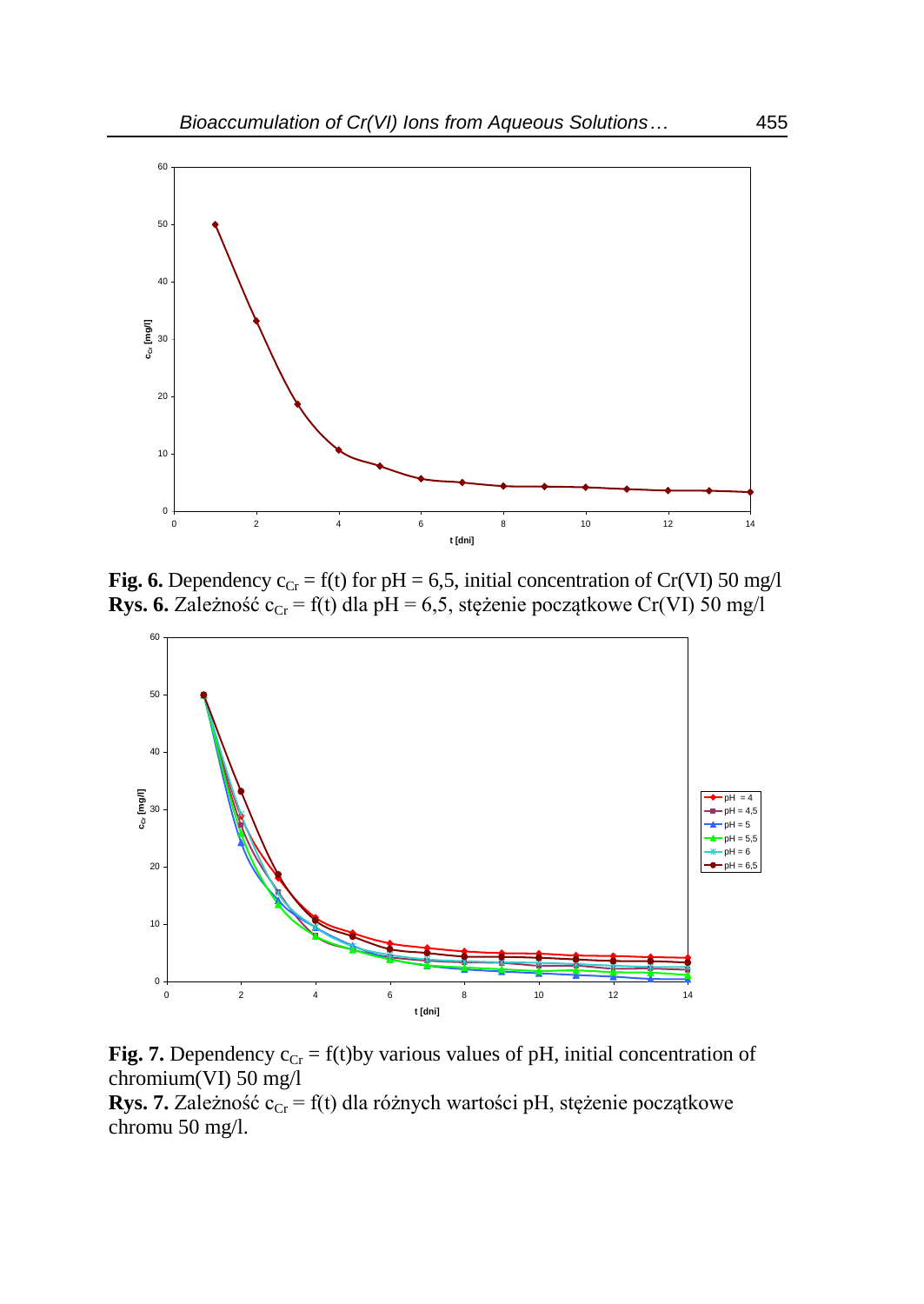**Fig. 6.** Dependency $c_{Cr} = f(t)$ for pH = 6,5, initial concentration of Cr(VI) 50 mg/l
**Rys. 6.** Zależność $c_{Cr} = f(t)$ dla pH = 6,5, stężenie początkowe Cr(VI) 50 mg/l

**Fig. 7.** Dependency $c_{Cr} = f(t)$by various values of pH, initial concentration of chromium(VI) 50 mg/l
**Rys. 7.** Zależność $c_{Cr} = f(t)$ dla różnych wartości pH, stężenie początkowe chromu 50 mg/l.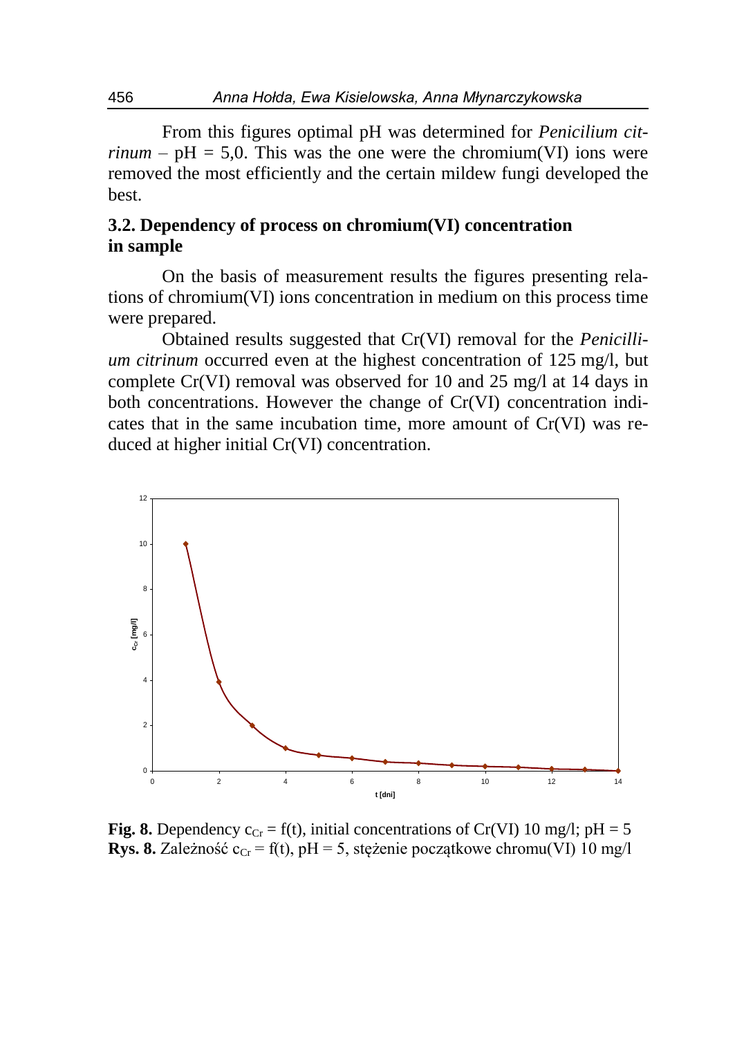From this figures optimal pH was determined for *Penicilium citrinum* – pH = 5,0. This was the one were the chromium(VI) ions were removed the most efficiently and the certain mildew fungi developed the best.

### 3.2. Dependency of process on chromium(VI) concentration in sample

On the basis of measurement results the figures presenting relations of chromium(VI) ions concentration in medium on this process time were prepared.

Obtained results suggested that Cr(VI) removal for the *Penicillium citrinum* occurred even at the highest concentration of 125 mg/l, but complete Cr(VI) removal was observed for 10 and 25 mg/l at 14 days in both concentrations. However the change of Cr(VI) concentration indicates that in the same incubation time, more amount of Cr(VI) was reduced at higher initial Cr(VI) concentration.

**Fig. 8.** Dependency $c_{Cr} = f(t)$, initial concentrations of Cr(VI) 10 mg/l; pH = 5
**Rys. 8.** Zależność $c_{Cr} = f(t)$, pH = 5, stężenie początkowe chromu(VI) 10 mg/l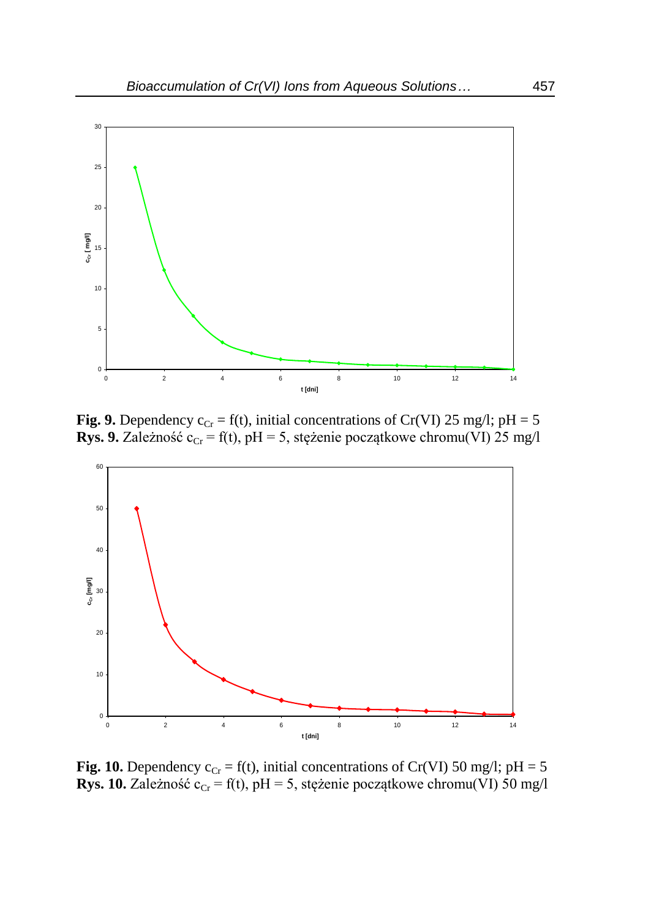**Fig. 9.** Dependency $c_{Cr} = f(t)$, initial concentrations of Cr(VI) 25 mg/l; pH = 5
**Rys. 9.** Zależność $c_{Cr} = f(t)$, pH = 5, stężenie początkowe chromu(VI) 25 mg/l

**Fig. 10.** Dependency $c_{Cr} = f(t)$, initial concentrations of Cr(VI) 50 mg/l; pH = 5
**Rys. 10.** Zależność $c_{Cr} = f(t)$, pH = 5, stężenie początkowe chromu(VI) 50 mg/l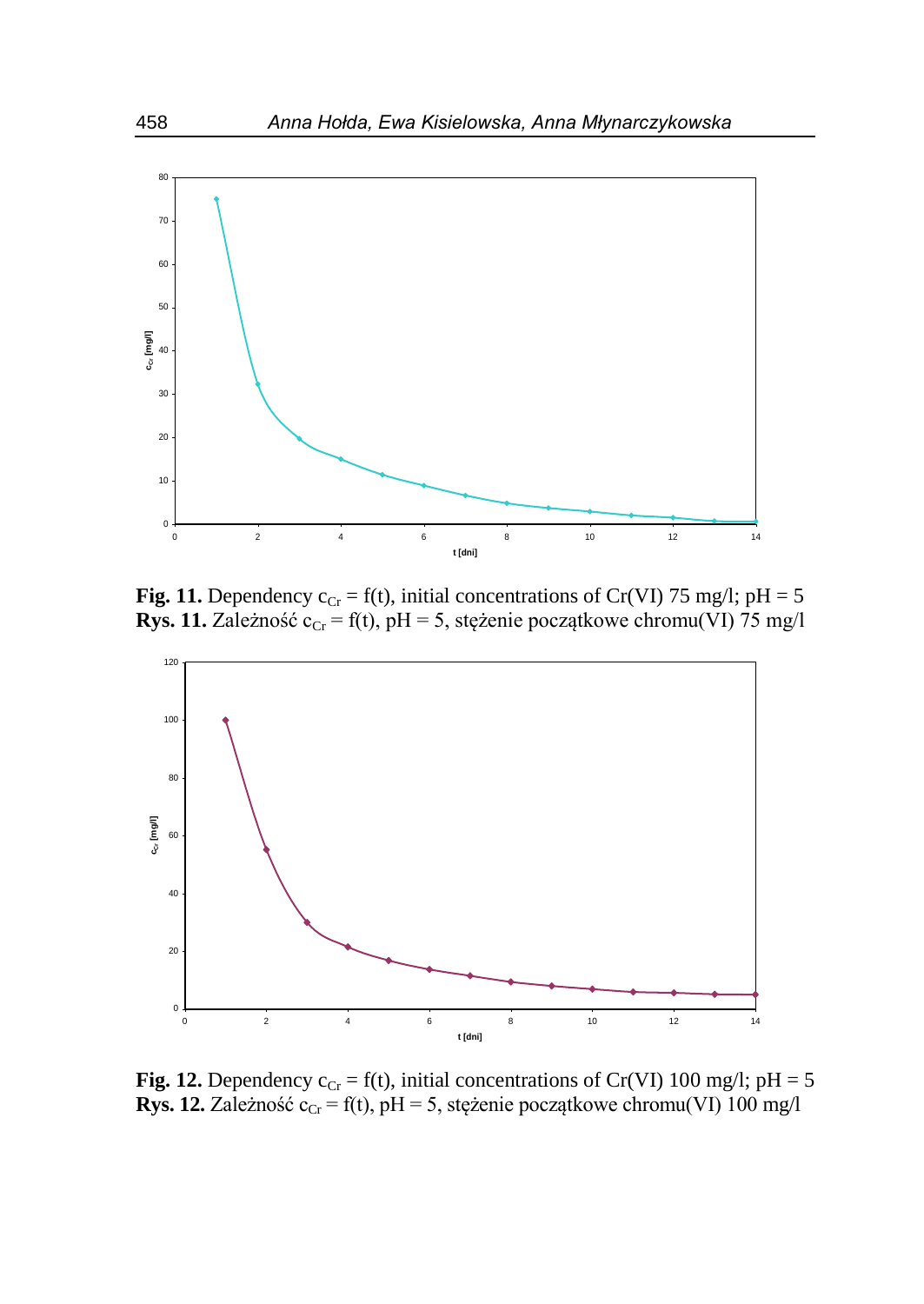**Fig. 11.** Dependency $c_{Cr} = f(t)$, initial concentrations of Cr(VI) 75 mg/l; pH = 5
**Rys. 11.** Zależność $c_{Cr} = f(t)$, pH = 5, stężenie początkowe chromu(VI) 75 mg/l

**Fig. 12.** Dependency $c_{Cr} = f(t)$, initial concentrations of Cr(VI) 100 mg/l; pH = 5
**Rys. 12.** Zależność $c_{Cr} = f(t)$, pH = 5, stężenie początkowe chromu(VI) 100 mg/l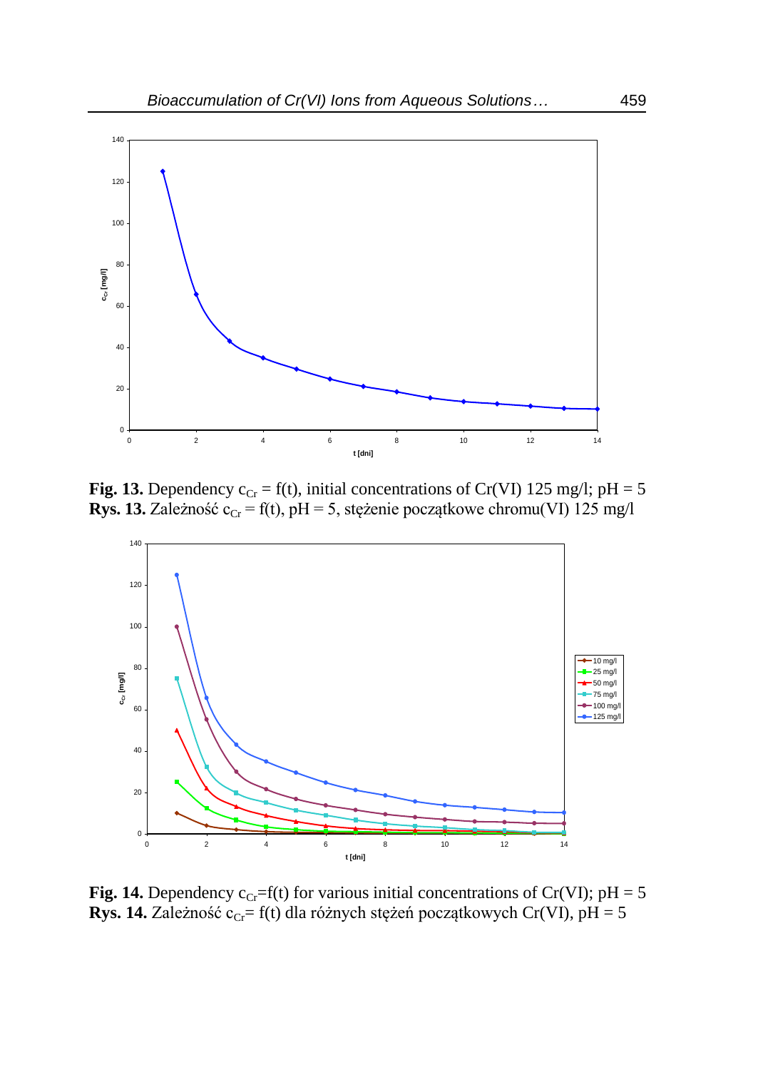**Fig. 13.** Dependency $c_{Cr}$ = f(t), initial concentrations of Cr(VI) 125 mg/l; pH = 5
**Rys. 13.** Zależność $c_{Cr}$ = f(t), pH = 5, stężenie początkowe chromu(VI) 125 mg/l

**Fig. 14.** Dependency $c_{Cr}$=f(t) for various initial concentrations of Cr(VI); pH = 5
**Rys. 14.** Zależność $c_{Cr}$= f(t) dla różnych stężeń początkowych Cr(VI), pH = 5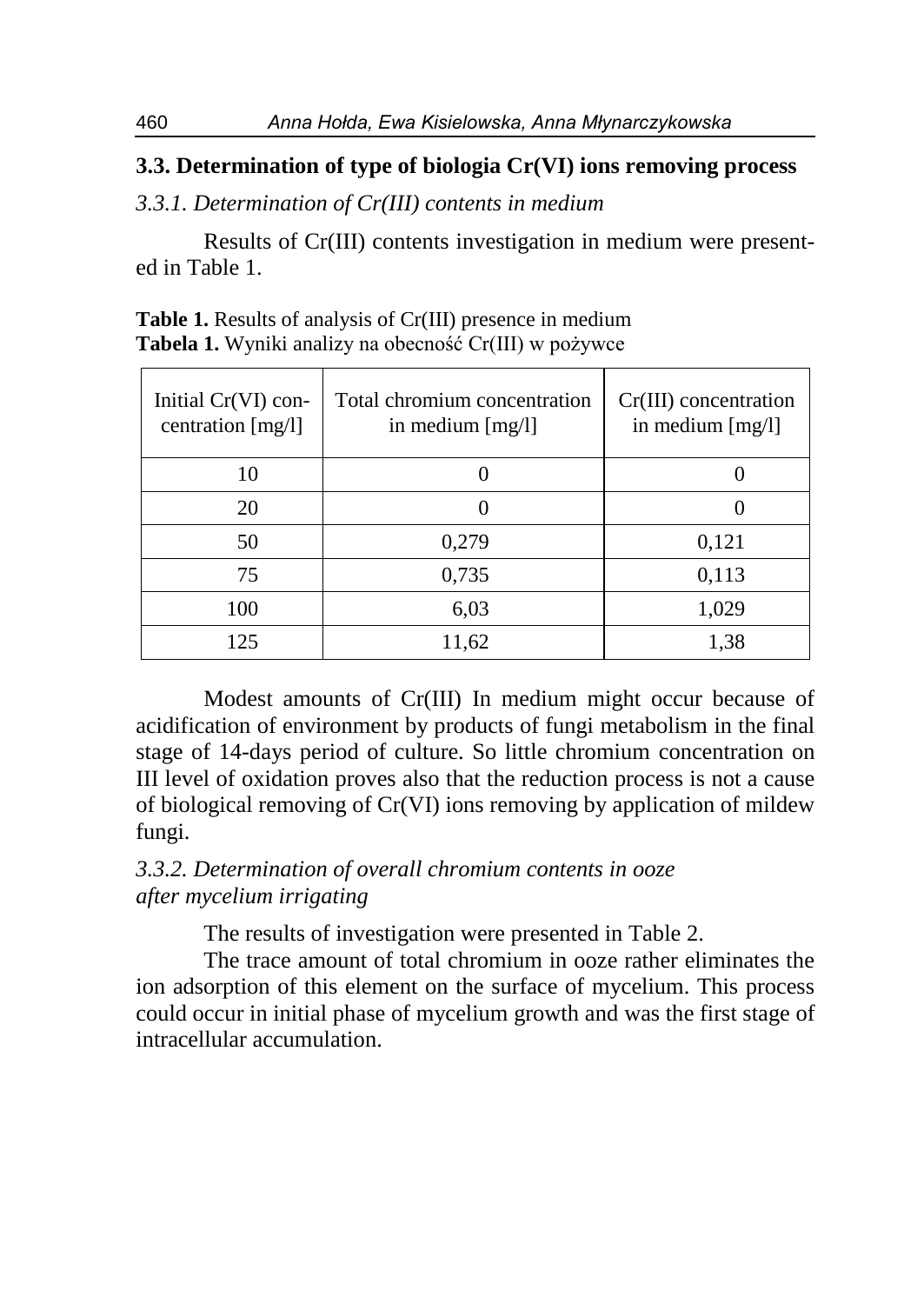### 3.3. Determination of type of biologia Cr(VI) ions removing process

*3.3.1. Determination of Cr(III) contents in medium*

Results of Cr(III) contents investigation in medium were presented in Table 1.

**Table 1.** Results of analysis of Cr(III) presence in medium
**Tabela 1.** Wyniki analizy na obecność Cr(III) w pożywce

| Initial Cr(VI) concentration [mg/l] | Total chromium concentration in medium [mg/l] | Cr(III) concentration in medium [mg/l] |
|---|---|---|
| 10 | 0 | 0 |
| 20 | 0 | 0 |
| 50 | 0,279 | 0,121 |
| 75 | 0,735 | 0,113 |
| 100 | 6,03 | 1,029 |
| 125 | 11,62 | 1,38 |

Modest amounts of Cr(III) In medium might occur because of acidification of environment by products of fungi metabolism in the final stage of 14-days period of culture. So little chromium concentration on III level of oxidation proves also that the reduction process is not a cause of biological removing of Cr(VI) ions removing by application of mildew fungi.

*3.3.2. Determination of overall chromium contents in ooze after mycelium irrigating*

The results of investigation were presented in Table 2.

The trace amount of total chromium in ooze rather eliminates the ion adsorption of this element on the surface of mycelium. This process could occur in initial phase of mycelium growth and was the first stage of intracellular accumulation.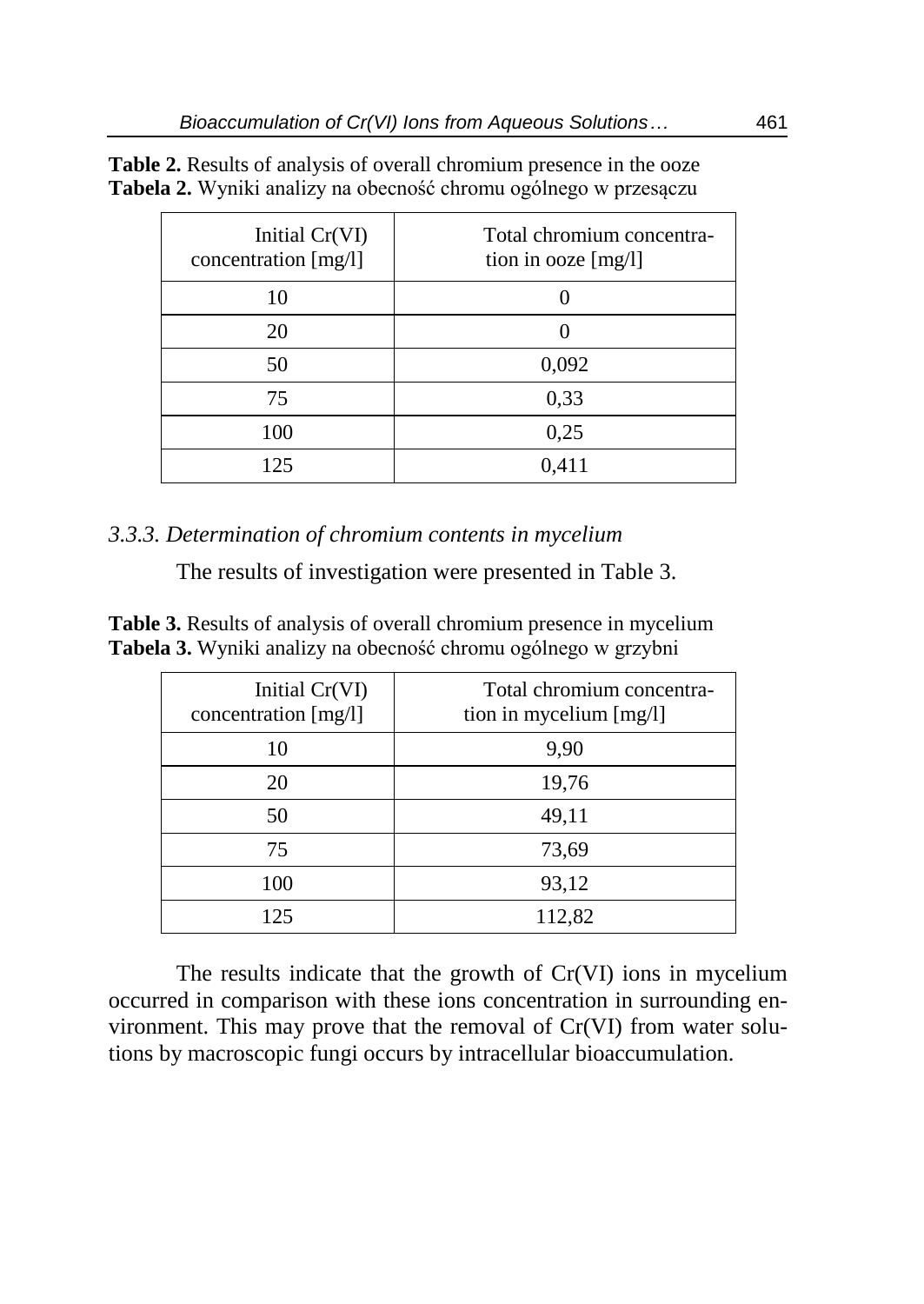**Table 2.** Results of analysis of overall chromium presence in the ooze
**Tabela 2.** Wyniki analizy na obecność chromu ogólnego w przesączu

| Initial Cr(VI) concentration [mg/l] | Total chromium concentration in ooze [mg/l] |
|---|---|
| 10 | 0 |
| 20 | 0 |
| 50 | 0,092 |
| 75 | 0,33 |
| 100 | 0,25 |
| 125 | 0,411 |

### *3.3.3. Determination of chromium contents in mycelium*

The results of investigation were presented in Table 3.

**Table 3.** Results of analysis of overall chromium presence in mycelium
**Tabela 3.** Wyniki analizy na obecność chromu ogólnego w grzybni

| Initial Cr(VI) concentration [mg/l] | Total chromium concentration in mycelium [mg/l] |
|---|---|
| 10 | 9,90 |
| 20 | 19,76 |
| 50 | 49,11 |
| 75 | 73,69 |
| 100 | 93,12 |
| 125 | 112,82 |

The results indicate that the growth of Cr(VI) ions in mycelium occurred in comparison with these ions concentration in surrounding environment. This may prove that the removal of Cr(VI) from water solutions by macroscopic fungi occurs by intracellular bioaccumulation.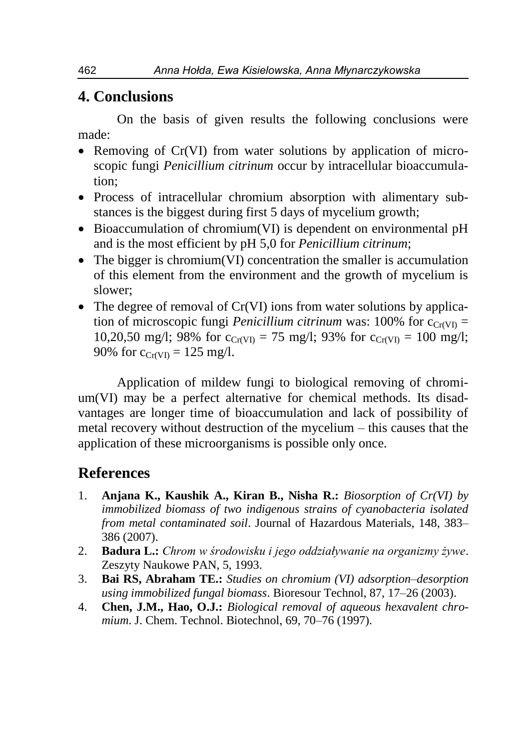## 4. Conclusions

On the basis of given results the following conclusions were made:

- Removing of Cr(VI) from water solutions by application of microscopic fungi *Penicillium citrinum* occur by intracellular bioaccumulation;
- Process of intracellular chromium absorption with alimentary substances is the biggest during first 5 days of mycelium growth;
- Bioaccumulation of chromium(VI) is dependent on environmental pH and is the most efficient by pH 5,0 for *Penicillium citrinum*;
- The bigger is chromium(VI) concentration the smaller is accumulation of this element from the environment and the growth of mycelium is slower;
- The degree of removal of Cr(VI) ions from water solutions by application of microscopic fungi *Penicillium citrinum* was: 100% for $c_{Cr(VI)}$ = 10,20,50 mg/l; 98% for $c_{Cr(VI)}$ = 75 mg/l; 93% for $c_{Cr(VI)}$ = 100 mg/l; 90% for $c_{Cr(VI)}$ = 125 mg/l.

Application of mildew fungi to biological removing of chromium(VI) may be a perfect alternative for chemical methods. Its disadvantages are longer time of bioaccumulation and lack of possibility of metal recovery without destruction of the mycelium – this causes that the application of these microorganisms is possible only once.

## References

1. **Anjana K., Kaushik A., Kiran B., Nisha R.:** *Biosorption of Cr(VI) by immobilized biomass of two indigenous strains of cyanobacteria isolated from metal contaminated soil*. Journal of Hazardous Materials, 148, 383–386 (2007).
2. **Badura L.:** *Chrom w środowisku i jego oddziaływanie na organizmy żywe*. Zeszyty Naukowe PAN, 5, 1993.
3. **Bai RS, Abraham TE.:** *Studies on chromium (VI) adsorption–desorption using immobilized fungal biomass*. Bioresour Technol, 87, 17–26 (2003).
4. **Chen, J.M., Hao, O.J.:** *Biological removal of aqueous hexavalent chromium*. J. Chem. Technol. Biotechnol, 69, 70–76 (1997).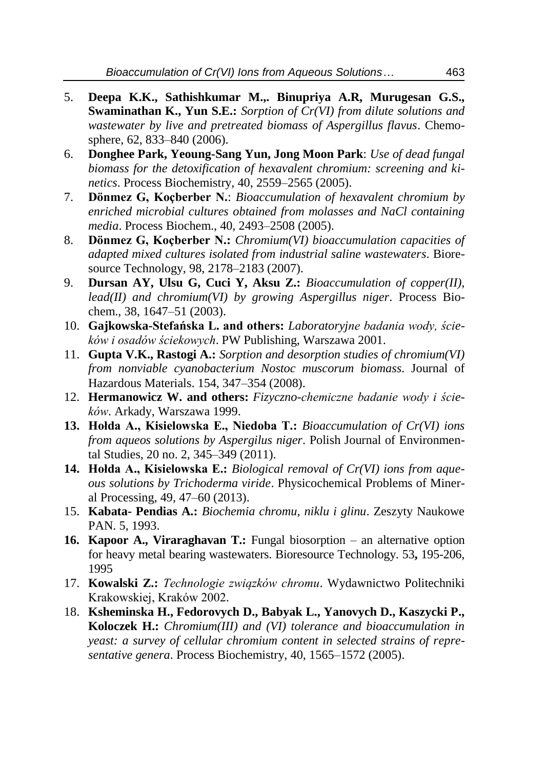5. **Deepa K.K., Sathishkumar M.,. Binupriya A.R, Murugesan G.S., Swaminathan K., Yun S.E.:** *Sorption of Cr(VI) from dilute solutions and wastewater by live and pretreated biomass of Aspergillus flavus*. Chemosphere, 62, 833–840 (2006).
6. **Donghee Park, Yeoung-Sang Yun, Jong Moon Park**: *Use of dead fungal biomass for the detoxification of hexavalent chromium: screening and kinetics*. Process Biochemistry, 40, 2559–2565 (2005).
7. **Dönmez G, Koçberber N.**: *Bioaccumulation of hexavalent chromium by enriched microbial cultures obtained from molasses and NaCl containing media*. Process Biochem., 40, 2493–2508 (2005).
8. **Dönmez G, Koçberber N.:** *Chromium(VI) bioaccumulation capacities of adapted mixed cultures isolated from industrial saline wastewaters*. Bioresource Technology, 98, 2178–2183 (2007).
9. **Dursan AY, Ulsu G, Cuci Y, Aksu Z.:** *Bioaccumulation of copper(II), lead(II) and chromium(VI) by growing Aspergillus niger*. Process Biochem., 38, 1647–51 (2003).
10. **Gajkowska-Stefańska L. and others:** *Laboratoryjne badania wody, ścieków i osadów ściekowych*. PW Publishing, Warszawa 2001.
11. **Gupta V.K., Rastogi A.:** *Sorption and desorption studies of chromium(VI) from nonviable cyanobacterium Nostoc muscorum biomass*. Journal of Hazardous Materials. 154, 347–354 (2008).
12. **Hermanowicz W. and others:** *Fizyczno-chemiczne badanie wody i ścieków*. Arkady, Warszawa 1999.
13. **Hołda A., Kisielowska E., Niedoba T.:** *Bioaccumulation of Cr(VI) ions from aqueos solutions by Aspergilus niger*. Polish Journal of Environmental Studies, 20 no. 2, 345–349 (2011).
14. **Hołda A., Kisielowska E.:** *Biological removal of Cr(VI) ions from aqueous solutions by Trichoderma viride*. Physicochemical Problems of Mineral Processing, 49, 47–60 (2013).
15. **Kabata- Pendias A.:** *Biochemia chromu, niklu i glinu*. Zeszyty Naukowe PAN. 5, 1993.
16. **Kapoor A., Viraraghavan T.:** Fungal biosorption – an alternative option for heavy metal bearing wastewaters. Bioresource Technology. 53**,** 195-206, 1995
17. **Kowalski Z.:** *Technologie związków chromu*. Wydawnictwo Politechniki Krakowskiej, Kraków 2002.
18. **Ksheminska H., Fedorovych D., Babyak L., Yanovych D., Kaszycki P., Koloczek H.:** *Chromium(III) and (VI) tolerance and bioaccumulation in yeast: a survey of cellular chromium content in selected strains of representative genera*. Process Biochemistry, 40, 1565–1572 (2005).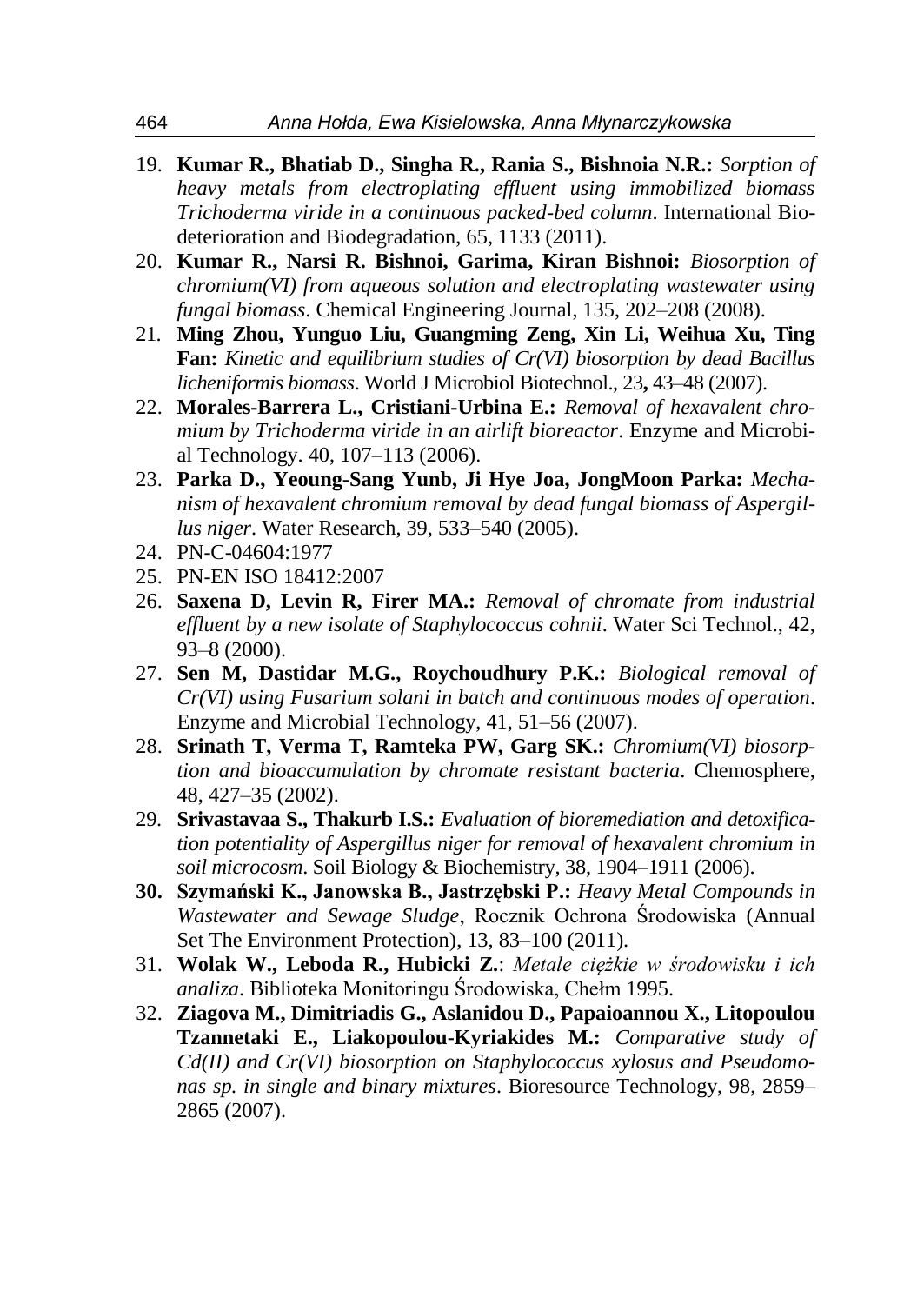19. **Kumar R., Bhatiab D., Singha R., Rania S., Bishnoia N.R.:** *Sorption of heavy metals from electroplating effluent using immobilized biomass Trichoderma viride in a continuous packed-bed column*. International Biodeterioration and Biodegradation, 65, 1133 (2011).
20. **Kumar R., Narsi R. Bishnoi, Garima, Kiran Bishnoi:** *Biosorption of chromium(VI) from aqueous solution and electroplating wastewater using fungal biomass*. Chemical Engineering Journal, 135, 202–208 (2008).
21. **Ming Zhou, Yunguo Liu, Guangming Zeng, Xin Li, Weihua Xu, Ting Fan:** *Kinetic and equilibrium studies of Cr(VI) biosorption by dead Bacillus licheniformis biomass*. World J Microbiol Biotechnol., 23**,** 43–48 (2007).
22. **Morales-Barrera L., Cristiani-Urbina E.:** *Removal of hexavalent chromium by Trichoderma viride in an airlift bioreactor*. Enzyme and Microbial Technology. 40, 107–113 (2006).
23. **Parka D., Yeoung-Sang Yunb, Ji Hye Joa, JongMoon Parka:** *Mechanism of hexavalent chromium removal by dead fungal biomass of Aspergillus niger*. Water Research, 39, 533–540 (2005).
24. PN-C-04604:1977
25. PN-EN ISO 18412:2007
26. **Saxena D, Levin R, Firer MA.:** *Removal of chromate from industrial effluent by a new isolate of Staphylococcus cohnii*. Water Sci Technol., 42, 93–8 (2000).
27. **Sen M, Dastidar M.G., Roychoudhury P.K.:** *Biological removal of Cr(VI) using Fusarium solani in batch and continuous modes of operation*. Enzyme and Microbial Technology, 41, 51–56 (2007).
28. **Srinath T, Verma T, Ramteka PW, Garg SK.:** *Chromium(VI) biosorption and bioaccumulation by chromate resistant bacteria*. Chemosphere, 48, 427–35 (2002).
29. **Srivastavaa S., Thakurb I.S.:** *Evaluation of bioremediation and detoxification potentiality of Aspergillus niger for removal of hexavalent chromium in soil microcosm*. Soil Biology & Biochemistry, 38, 1904–1911 (2006).
30. **Szymański K., Janowska B., Jastrzębski P.:** *Heavy Metal Compounds in Wastewater and Sewage Sludge*, Rocznik Ochrona Środowiska (Annual Set The Environment Protection), 13, 83–100 (2011).
31. **Wolak W., Leboda R., Hubicki Z.**: *Metale ciężkie w środowisku i ich analiza*. Biblioteka Monitoringu Środowiska, Chełm 1995.
32. **Ziagova M., Dimitriadis G., Aslanidou D., Papaioannou X., Litopoulou Tzannetaki E., Liakopoulou-Kyriakides M.:** *Comparative study of Cd(II) and Cr(VI) biosorption on Staphylococcus xylosus and Pseudomonas sp. in single and binary mixtures*. Bioresource Technology, 98, 2859–2865 (2007).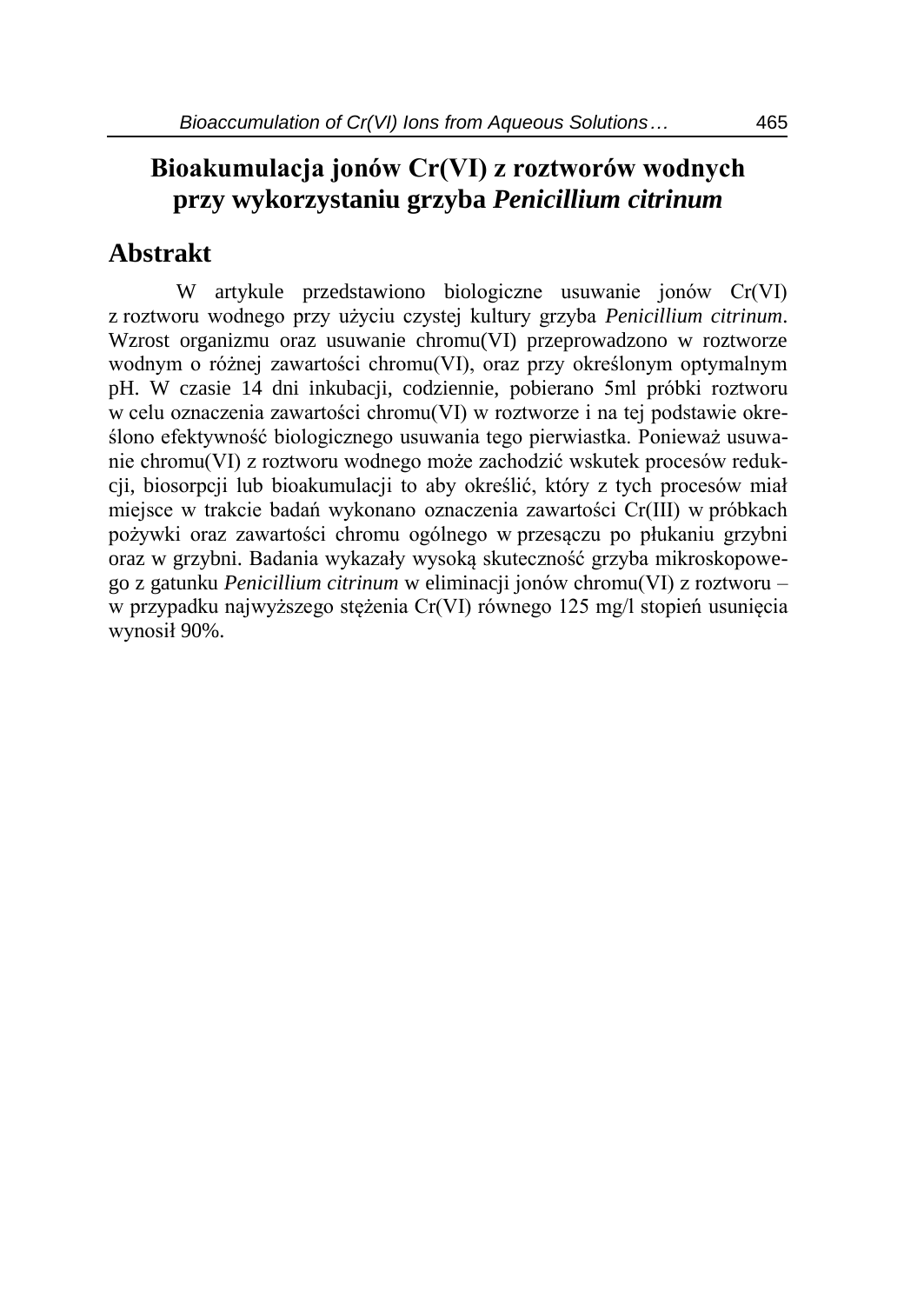# Bioakumulacja jonów Cr(VI) z roztworów wodnych przy wykorzystaniu grzyba *Penicillium citrinum*

## Abstrakt

W artykule przedstawiono biologiczne usuwanie jonów Cr(VI) z roztworu wodnego przy użyciu czystej kultury grzyba *Penicillium citrinum*. Wzrost organizmu oraz usuwanie chromu(VI) przeprowadzono w roztworze wodnym o różnej zawartości chromu(VI), oraz przy określonym optymalnym pH. W czasie 14 dni inkubacji, codziennie, pobierano 5ml próbki roztworu w celu oznaczenia zawartości chromu(VI) w roztworze i na tej podstawie określono efektywność biologicznego usuwania tego pierwiastka. Ponieważ usuwanie chromu(VI) z roztworu wodnego może zachodzić wskutek procesów redukcji, biosorpcji lub bioakumulacji to aby określić, który z tych procesów miał miejsce w trakcie badań wykonano oznaczenia zawartości Cr(III) w próbkach pożywki oraz zawartości chromu ogólnego w przesączu po płukaniu grzybni oraz w grzybni. Badania wykazały wysoką skuteczność grzyba mikroskopowego z gatunku *Penicillium citrinum* w eliminacji jonów chromu(VI) z roztworu – w przypadku najwyższego stężenia Cr(VI) równego 125 mg/l stopień usunięcia wynosił 90%.